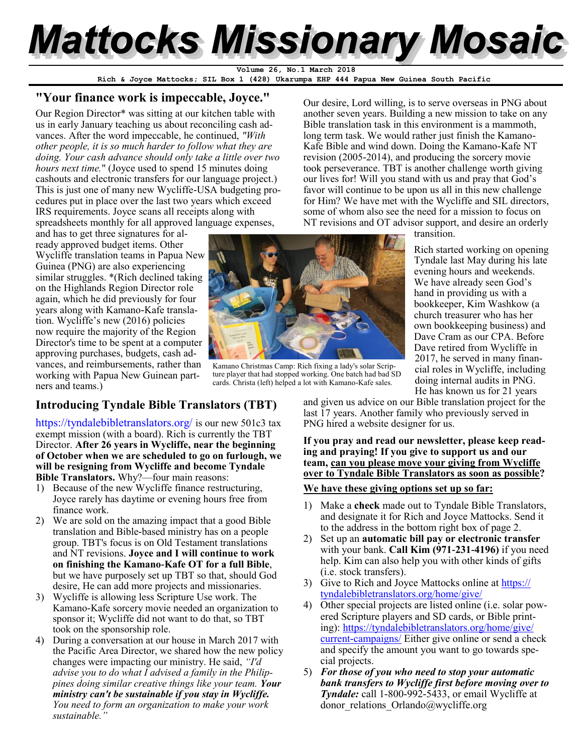# Mattocks Missionary Mosaic

Volume 26, No.1 March 2018
Rich & Joyce Mattocks; SIL Box 1 (428) Ukarumpa EHP 444 Papua New Guinea South Pacific

## "Your finance work is impeccable, Joyce."

Our Region Director* was sitting at our kitchen table with us in early January teaching us about reconciling cash advances. After the word impeccable, he continued, *"With other people, it is so much harder to follow what they are doing. Your cash advance should only take a little over two hours next time."* (Joyce used to spend 15 minutes doing cashouts and electronic transfers for our language project.) This is just one of many new Wycliffe-USA budgeting procedures put in place over the last two years which exceed IRS requirements. Joyce scans all receipts along with spreadsheets monthly for all approved language expenses, and has to get three signatures for already approved budget items. Other Wycliffe translation teams in Papua New Guinea (PNG) are also experiencing similar struggles. *(Rich declined taking on the Highlands Region Director role again, which he did previously for four years along with Kamano-Kafe translation. Wycliffe's new (2016) policies now require the majority of the Region Director's time to be spent at a computer approving purchases, budgets, cash advances, and reimbursements, rather than working with Papua New Guinean partners and teams.)

Kamano Christmas Camp: Rich fixing a lady's solar Scripture player that had stopped working. One batch had bad SD cards. Christa (left) helped a lot with Kamano-Kafe sales.

## Introducing Tyndale Bible Translators (TBT)

https://tyndalebibletranslators.org/ is our new 501c3 tax exempt mission (with a board). Rich is currently the TBT Director. **After 26 years in Wycliffe, near the beginning of October when we are scheduled to go on furlough, we will be resigning from Wycliffe and become Tyndale Bible Translators.** Why?—four main reasons:

1) Because of the new Wycliffe finance restructuring, Joyce rarely has daytime or evening hours free from finance work.
2) We are sold on the amazing impact that a good Bible translation and Bible-based ministry has on a people group. TBT's focus is on Old Testament translations and NT revisions. **Joyce and I will continue to work on finishing the Kamano-Kafe OT for a full Bible**, but we have purposely set up TBT so that, should God desire, He can add more projects and missionaries.
3) Wycliffe is allowing less Scripture Use work. The Kamano-Kafe sorcery movie needed an organization to sponsor it; Wycliffe did not want to do that, so TBT took on the sponsorship role.
4) During a conversation at our house in March 2017 with the Pacific Area Director, we shared how the new policy changes were impacting our ministry. He said, *"I'd advise you to do what I advised a family in the Philippines doing similar creative things like your team.* ***Your ministry can't be sustainable if you stay in Wycliffe.*** *You need to form an organization to make your work sustainable."*

Our desire, Lord willing, is to serve overseas in PNG about another seven years. Building a new mission to take on any Bible translation task in this environment is a mammoth, long term task. We would rather just finish the Kamano-Kafe Bible and wind down. Doing the Kamano-Kafe NT revision (2005-2014), and producing the sorcery movie took perseverance. TBT is another challenge worth giving our lives for! Will you stand with us and pray that God's favor will continue to be upon us all in this new challenge for Him? We have met with the Wycliffe and SIL directors, some of whom also see the need for a mission to focus on NT revisions and OT advisor support, and desire an orderly transition.

Rich started working on opening Tyndale last May during his late evening hours and weekends. We have already seen God's hand in providing us with a bookkeeper, Kim Washkow (a church treasurer who has her own bookkeeping business) and Dave Cram as our CPA. Before Dave retired from Wycliffe in 2017, he served in many financial roles in Wycliffe, including doing internal audits in PNG. He has known us for 21 years and given us advice on our Bible translation project for the last 17 years. Another family who previously served in PNG hired a website designer for us.

**If you pray and read our newsletter, please keep reading and praying! If you give to support us and our team, <u>can you please move your giving from Wycliffe over to Tyndale Bible Translators as soon as possible</u>?**

**<u>We have these giving options set up so far:</u>**

1) Make a **check** made out to Tyndale Bible Translators, and designate it for Rich and Joyce Mattocks. Send it to the address in the bottom right box of page 2.
2) Set up an **automatic bill pay or electronic transfer** with your bank. **Call Kim (971-231-4196)** if you need help. Kim can also help you with other kinds of gifts (i.e. stock transfers).
3) Give to Rich and Joyce Mattocks online at https://tyndalebibletranslators.org/home/give/
4) Other special projects are listed online (i.e. solar powered Scripture players and SD cards, or Bible printing): https://tyndalebibletranslators.org/home/give/current-campaigns/ Either give online or send a check and specify the amount you want to go towards special projects.
5) ***For those of you who need to stop your automatic bank transfers to Wycliffe first before moving over to Tyndale:*** call 1-800-992-5433, or email Wycliffe at donor_relations_Orlando@wycliffe.org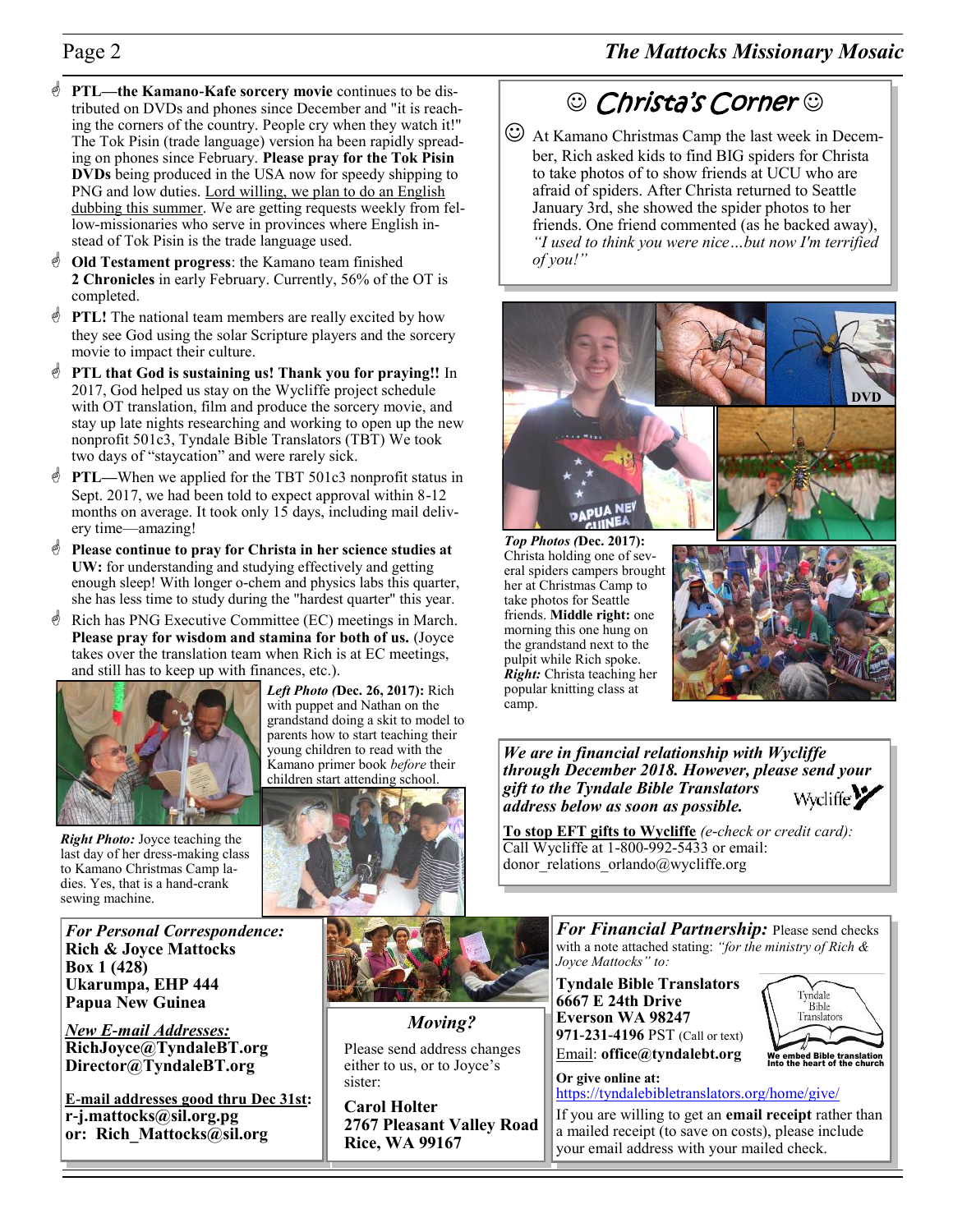- **PTL—the Kamano-Kafe sorcery movie** continues to be distributed on DVDs and phones since December and "it is reaching the corners of the country. People cry when they watch it!" The Tok Pisin (trade language) version ha been rapidly spreading on phones since February. **Please pray for the Tok Pisin DVDs** being produced in the USA now for speedy shipping to PNG and low duties. Lord willing, we plan to do an English dubbing this summer. We are getting requests weekly from fellow-missionaries who serve in provinces where English instead of Tok Pisin is the trade language used.
- **Old Testament progress**: the Kamano team finished **2 Chronicles** in early February. Currently, 56% of the OT is completed.
- **PTL!** The national team members are really excited by how they see God using the solar Scripture players and the sorcery movie to impact their culture.
- **PTL that God is sustaining us! Thank you for praying!!** In 2017, God helped us stay on the Wycliffe project schedule with OT translation, film and produce the sorcery movie, and stay up late nights researching and working to open up the new nonprofit 501c3, Tyndale Bible Translators (TBT) We took two days of "staycation" and were rarely sick.
- **PTL—**When we applied for the TBT 501c3 nonprofit status in Sept. 2017, we had been told to expect approval within 8-12 months on average. It took only 15 days, including mail delivery time—amazing!
- **Please continue to pray for Christa in her science studies at UW:** for understanding and studying effectively and getting enough sleep! With longer o-chem and physics labs this quarter, she has less time to study during the "hardest quarter" this year.
- Rich has PNG Executive Committee (EC) meetings in March. **Please pray for wisdom and stamina for both of us.** (Joyce takes over the translation team when Rich is at EC meetings, and still has to keep up with finances, etc.).

***Left Photo (*Dec. 26, 2017):** Rich with puppet and Nathan on the grandstand doing a skit to model to parents how to start teaching their young children to read with the Kamano primer book *before* their children start attending school.

***Right Photo:*** Joyce teaching the last day of her dress-making class to Kamano Christmas Camp ladies. Yes, that is a hand-crank sewing machine.

## ☺ Christa's Corner ☺

☺ At Kamano Christmas Camp the last week in December, Rich asked kids to find BIG spiders for Christa to take photos of to show friends at UCU who are afraid of spiders. After Christa returned to Seattle January 3rd, she showed the spider photos to her friends. One friend commented (as he backed away), *"I used to think you were nice…but now I'm terrified of you!"*

DVD

***Top Photos (*Dec. 2017):** Christa holding one of several spiders campers brought her at Christmas Camp to take photos for Seattle friends. **Middle right:** one morning this one hung on the grandstand next to the pulpit while Rich spoke. ***Right:*** Christa teaching her popular knitting class at camp.

***We are in financial relationship with Wycliffe through December 2018. However, please send your gift to the Tyndale Bible Translators address below as soon as possible.***

**To stop EFT gifts to Wycliffe** *(e-check or credit card):* Call Wycliffe at 1-800-992-5433 or email: donor_relations_orlando@wycliffe.org

***For Personal Correspondence:***
**Rich & Joyce Mattocks**
**Box 1 (428)**
**Ukarumpa, EHP 444**
**Papua New Guinea**

***New E-mail Addresses:***
**RichJoyce@TyndaleBT.org**
**Director@TyndaleBT.org**

**E-mail addresses good thru Dec 31st:**
**r-j.mattocks@sil.org.pg**
**or: Rich_Mattocks@sil.org**

*Moving?*

Please send address changes either to us, or to Joyce's sister:

**Carol Holter**
**2767 Pleasant Valley Road**
**Rice, WA 99167**

***For Financial Partnership:*** Please send checks with a note attached stating: *"for the ministry of Rich & Joyce Mattocks" to:*

**Tyndale Bible Translators**
**6667 E 24th Drive**
**Everson WA 98247**
**971-231-4196** PST (Call or text)
Email: **office@tyndalebt.org**

Tyndale Bible Translators — We embed Bible translation into the heart of the church

**Or give online at:**
https://tyndalebibletranslators.org/home/give/

If you are willing to get an **email receipt** rather than a mailed receipt (to save on costs), please include your email address with your mailed check.